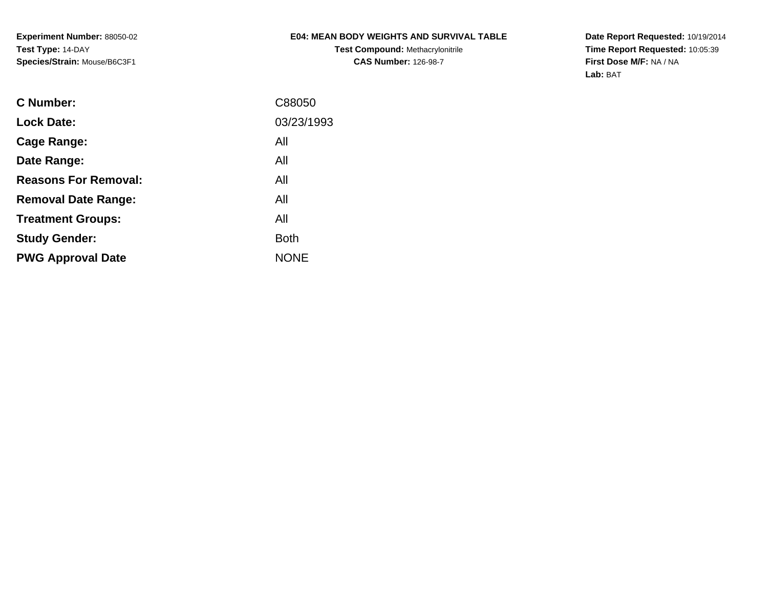**Experiment Number:** 88050-02
**Test Type:** 14-DAY
**Species/Strain:** Mouse/B6C3F1

**E04: MEAN BODY WEIGHTS AND SURVIVAL TABLE**
**Test Compound:** Methacrylonitrile
**CAS Number:** 126-98-7

**Date Report Requested:** 10/19/2014
**Time Report Requested:** 10:05:39
**First Dose M/F:** NA / NA
**Lab:** BAT

| | |
|---|---|
| **C Number:** | C88050 |
| **Lock Date:** | 03/23/1993 |
| **Cage Range:** | All |
| **Date Range:** | All |
| **Reasons For Removal:** | All |
| **Removal Date Range:** | All |
| **Treatment Groups:** | All |
| **Study Gender:** | Both |
| **PWG Approval Date** | NONE |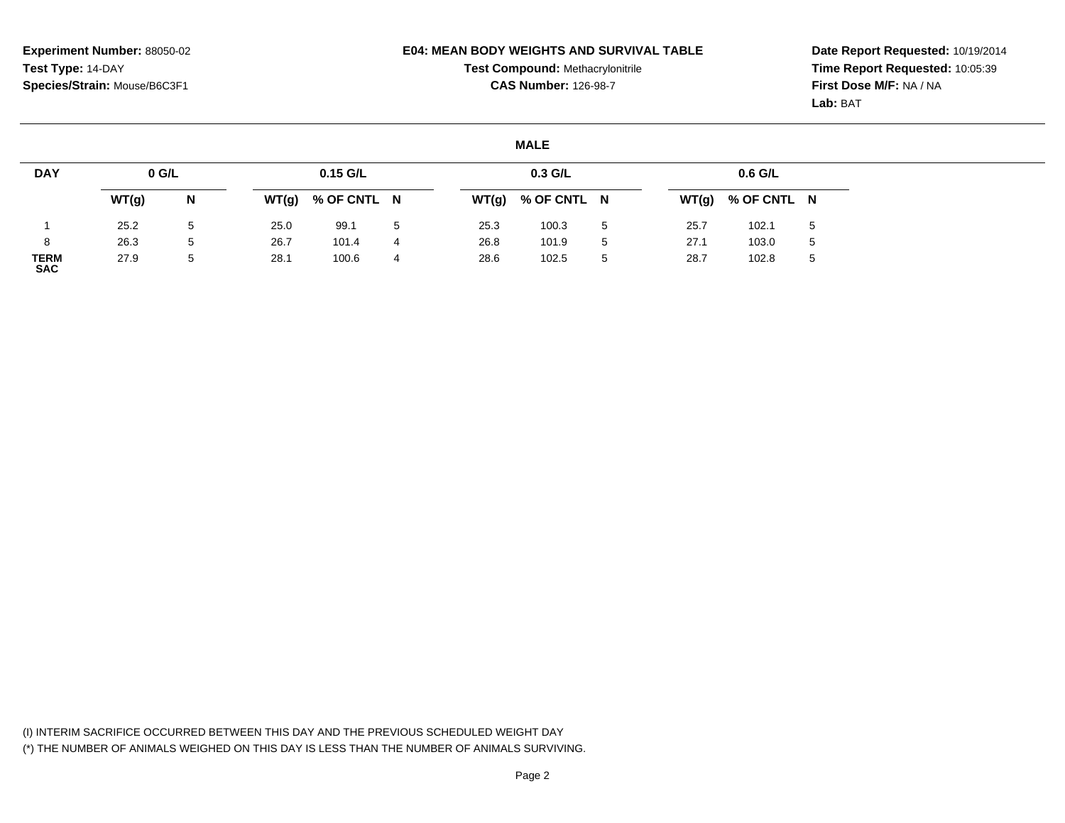**Experiment Number:** 88050-02
**Test Type:** 14-DAY
**Species/Strain:** Mouse/B6C3F1

**E04: MEAN BODY WEIGHTS AND SURVIVAL TABLE**
**Test Compound:** Methacrylonitrile
**CAS Number:** 126-98-7

**Date Report Requested:** 10/19/2014
**Time Report Requested:** 10:05:39
**First Dose M/F:** NA / NA
**Lab:** BAT

**MALE**

| DAY | 0 G/L | | 0.15 G/L | | | 0.3 G/L | | | 0.6 G/L | | |
|---|---|---|---|---|---|---|---|---|---|---|---|
| | WT(g) | N | WT(g) | % OF CNTL | N | WT(g) | % OF CNTL | N | WT(g) | % OF CNTL | N |
| 1 | 25.2 | 5 | 25.0 | 99.1 | 5 | 25.3 | 100.3 | 5 | 25.7 | 102.1 | 5 |
| 8 | 26.3 | 5 | 26.7 | 101.4 | 4 | 26.8 | 101.9 | 5 | 27.1 | 103.0 | 5 |
| **TERM SAC** | 27.9 | 5 | 28.1 | 100.6 | 4 | 28.6 | 102.5 | 5 | 28.7 | 102.8 | 5 |

(I) INTERIM SACRIFICE OCCURRED BETWEEN THIS DAY AND THE PREVIOUS SCHEDULED WEIGHT DAY
(*) THE NUMBER OF ANIMALS WEIGHED ON THIS DAY IS LESS THAN THE NUMBER OF ANIMALS SURVIVING.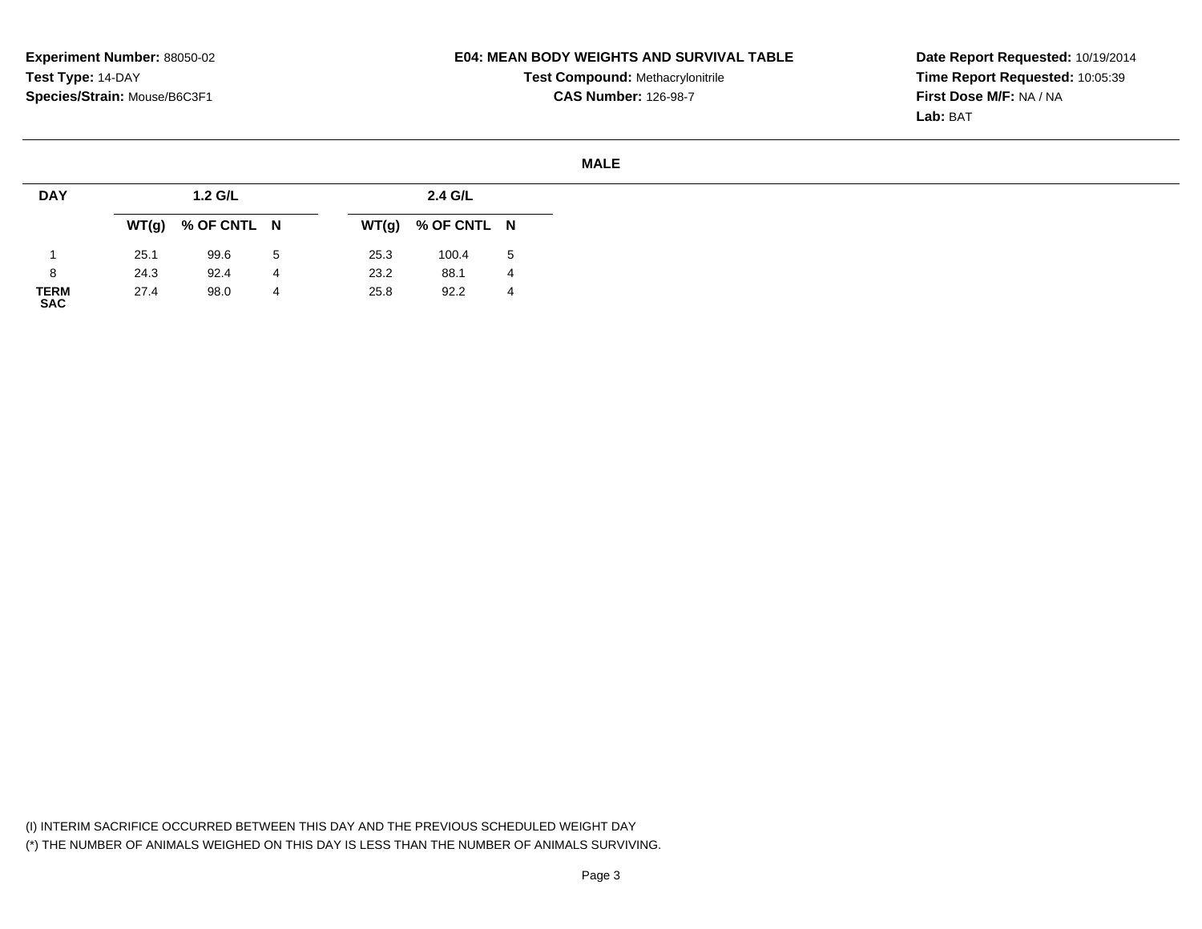**Experiment Number:** 88050-02
**Test Type:** 14-DAY
**Species/Strain:** Mouse/B6C3F1

**E04: MEAN BODY WEIGHTS AND SURVIVAL TABLE**
**Test Compound:** Methacrylonitrile
**CAS Number:** 126-98-7

**Date Report Requested:** 10/19/2014
**Time Report Requested:** 10:05:39
**First Dose M/F:** NA / NA
**Lab:** BAT

**MALE**

| DAY | 1.2 G/L | | | 2.4 G/L | | |
|---|---|---|---|---|---|---|
| | WT(g) | % OF CNTL | N | WT(g) | % OF CNTL | N |
| 1 | 25.1 | 99.6 | 5 | 25.3 | 100.4 | 5 |
| 8 | 24.3 | 92.4 | 4 | 23.2 | 88.1 | 4 |
| TERM SAC | 27.4 | 98.0 | 4 | 25.8 | 92.2 | 4 |

(I) INTERIM SACRIFICE OCCURRED BETWEEN THIS DAY AND THE PREVIOUS SCHEDULED WEIGHT DAY
(*) THE NUMBER OF ANIMALS WEIGHED ON THIS DAY IS LESS THAN THE NUMBER OF ANIMALS SURVIVING.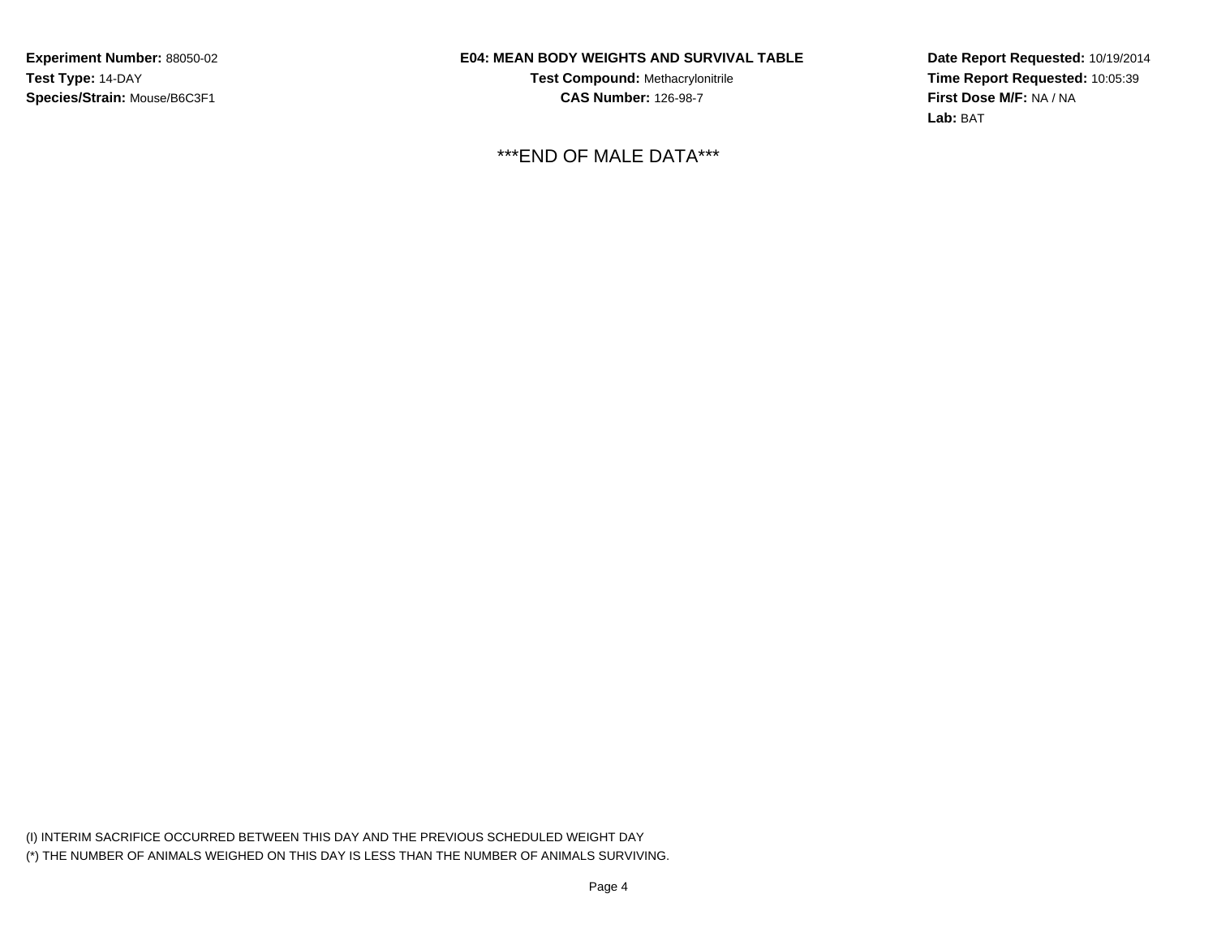**Experiment Number:** 88050-02
**Test Type:** 14-DAY
**Species/Strain:** Mouse/B6C3F1

**E04: MEAN BODY WEIGHTS AND SURVIVAL TABLE**
**Test Compound:** Methacrylonitrile
**CAS Number:** 126-98-7

**Date Report Requested:** 10/19/2014
**Time Report Requested:** 10:05:39
**First Dose M/F:** NA / NA
**Lab:** BAT

***END OF MALE DATA***

(I) INTERIM SACRIFICE OCCURRED BETWEEN THIS DAY AND THE PREVIOUS SCHEDULED WEIGHT DAY
(*) THE NUMBER OF ANIMALS WEIGHED ON THIS DAY IS LESS THAN THE NUMBER OF ANIMALS SURVIVING.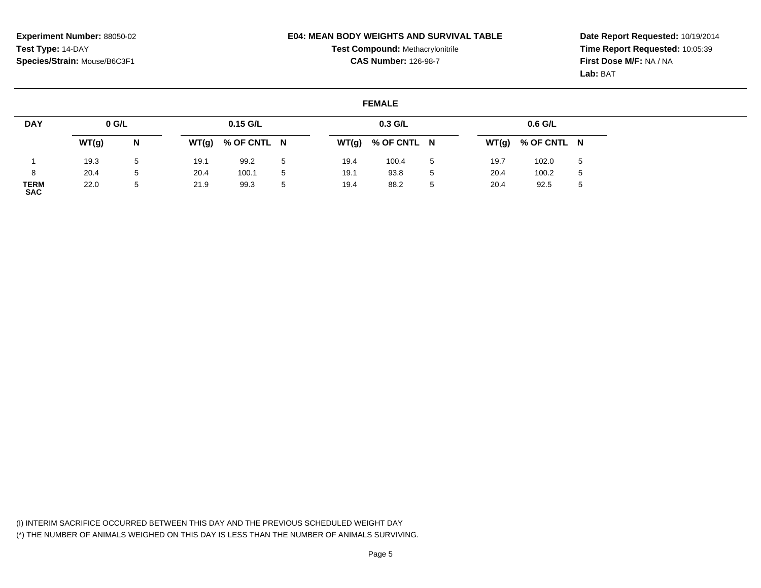**Experiment Number:** 88050-02
**Test Type:** 14-DAY
**Species/Strain:** Mouse/B6C3F1

**E04: MEAN BODY WEIGHTS AND SURVIVAL TABLE**
**Test Compound:** Methacrylonitrile
**CAS Number:** 126-98-7

**Date Report Requested:** 10/19/2014
**Time Report Requested:** 10:05:39
**First Dose M/F:** NA / NA
**Lab:** BAT

**FEMALE**

| DAY | 0 G/L | | 0.15 G/L | | | 0.3 G/L | | | 0.6 G/L | | |
|---|---|---|---|---|---|---|---|---|---|---|---|
| | WT(g) | N | WT(g) | % OF CNTL | N | WT(g) | % OF CNTL | N | WT(g) | % OF CNTL | N |
| 1 | 19.3 | 5 | 19.1 | 99.2 | 5 | 19.4 | 100.4 | 5 | 19.7 | 102.0 | 5 |
| 8 | 20.4 | 5 | 20.4 | 100.1 | 5 | 19.1 | 93.8 | 5 | 20.4 | 100.2 | 5 |
| TERM SAC | 22.0 | 5 | 21.9 | 99.3 | 5 | 19.4 | 88.2 | 5 | 20.4 | 92.5 | 5 |

(I) INTERIM SACRIFICE OCCURRED BETWEEN THIS DAY AND THE PREVIOUS SCHEDULED WEIGHT DAY
(*) THE NUMBER OF ANIMALS WEIGHED ON THIS DAY IS LESS THAN THE NUMBER OF ANIMALS SURVIVING.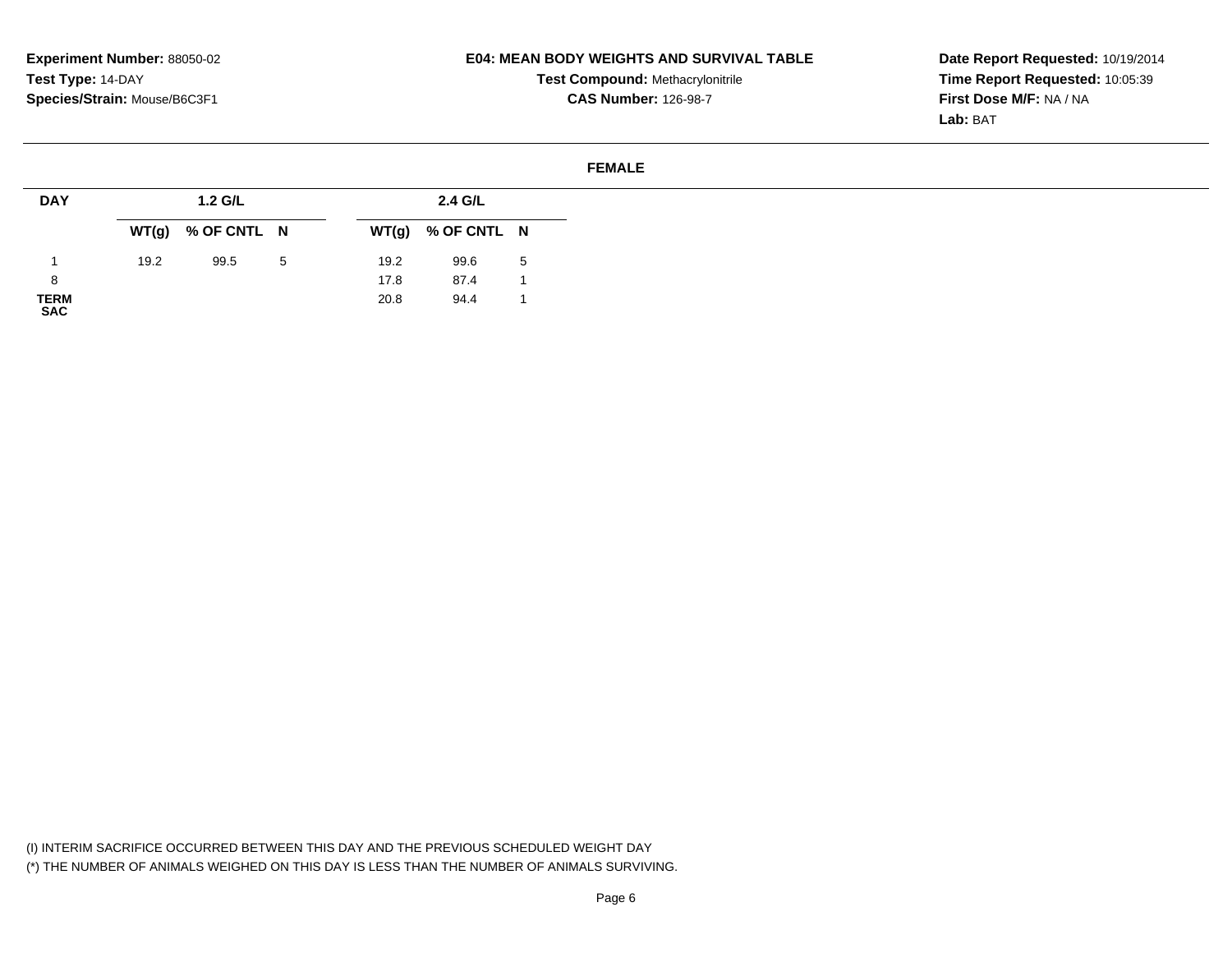**Experiment Number:** 88050-02
**Test Type:** 14-DAY
**Species/Strain:** Mouse/B6C3F1

**E04: MEAN BODY WEIGHTS AND SURVIVAL TABLE**
**Test Compound:** Methacrylonitrile
**CAS Number:** 126-98-7

**Date Report Requested:** 10/19/2014
**Time Report Requested:** 10:05:39
**First Dose M/F:** NA / NA
**Lab:** BAT

**FEMALE**

| DAY | 1.2 G/L | | | 2.4 G/L | | |
|---|---|---|---|---|---|---|
| | WT(g) | % OF CNTL | N | WT(g) | % OF CNTL | N |
| 1 | 19.2 | 99.5 | 5 | 19.2 | 99.6 | 5 |
| 8 | | | | 17.8 | 87.4 | 1 |
| TERM SAC | | | | 20.8 | 94.4 | 1 |

(I) INTERIM SACRIFICE OCCURRED BETWEEN THIS DAY AND THE PREVIOUS SCHEDULED WEIGHT DAY
(*) THE NUMBER OF ANIMALS WEIGHED ON THIS DAY IS LESS THAN THE NUMBER OF ANIMALS SURVIVING.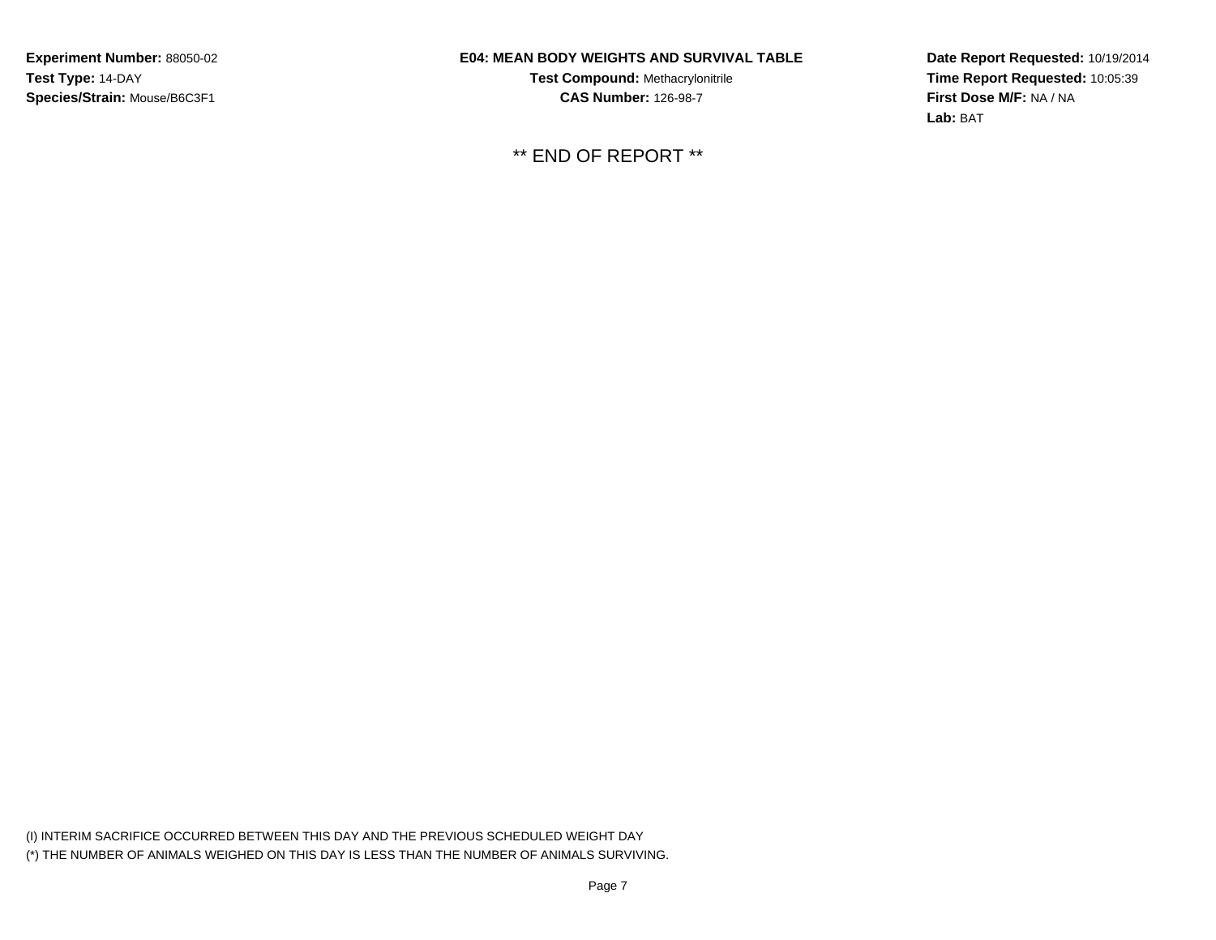**Experiment Number:** 88050-02
**Test Type:** 14-DAY
**Species/Strain:** Mouse/B6C3F1

**E04: MEAN BODY WEIGHTS AND SURVIVAL TABLE**
**Test Compound:** Methacrylonitrile
**CAS Number:** 126-98-7

**Date Report Requested:** 10/19/2014
**Time Report Requested:** 10:05:39
**First Dose M/F:** NA / NA
**Lab:** BAT

** END OF REPORT **

(I) INTERIM SACRIFICE OCCURRED BETWEEN THIS DAY AND THE PREVIOUS SCHEDULED WEIGHT DAY
(*) THE NUMBER OF ANIMALS WEIGHED ON THIS DAY IS LESS THAN THE NUMBER OF ANIMALS SURVIVING.